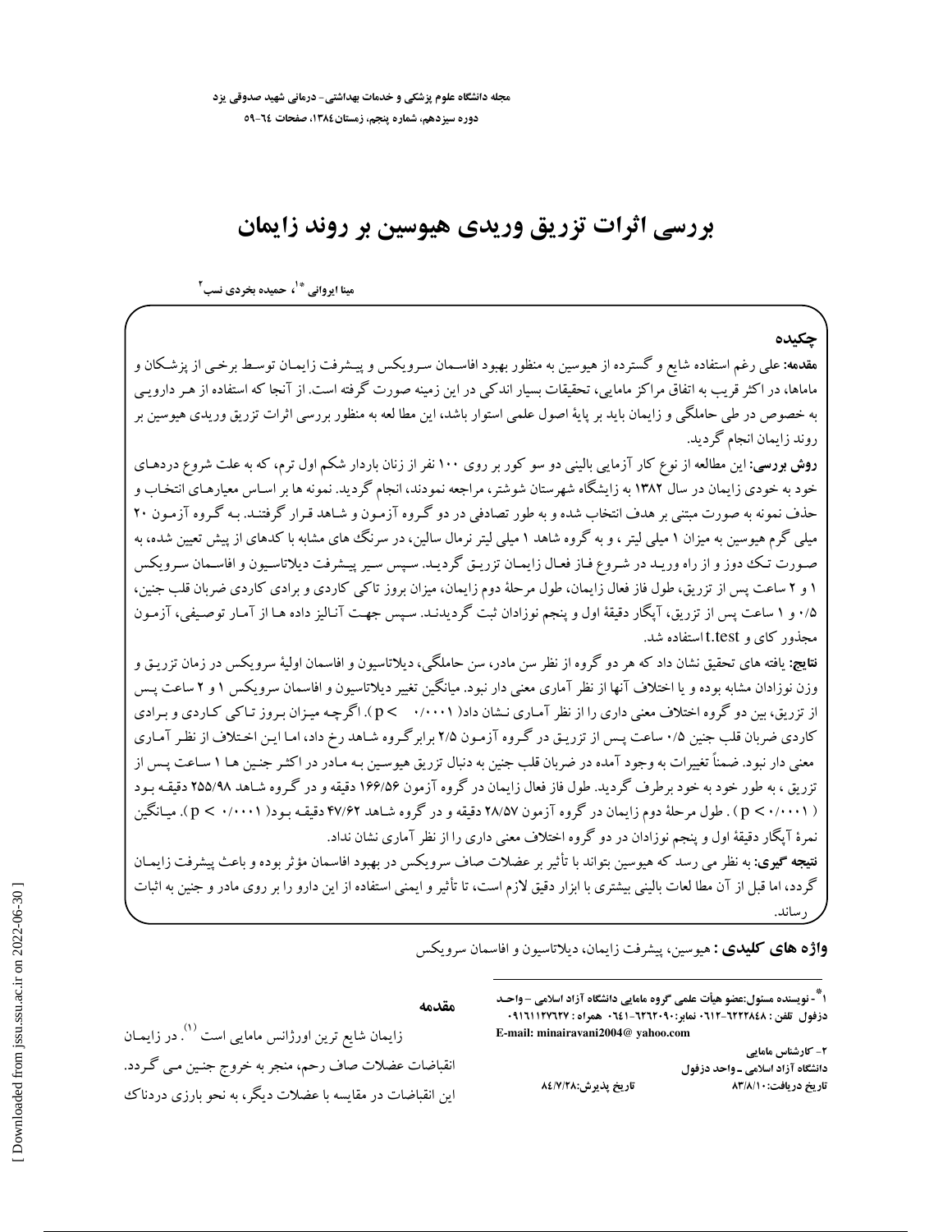# بررسی اثرات تزریق وریدی هیوسین بر روند زایمان

مینا ایروانی *[1]، حمیده بخردی نسب[2]

## چکیده

**مقدمه:** علی رغم استفاده شایع و گسترده از هیوسین به منظور بهبود افاسمان سرویکس و پیشرفت زایمان توسط برخی از پزشکان و ماماها، در اکثر قریب به اتفاق مراکز مامایی، تحقیقات بسیار اندکی در این زمینه صورت گرفته است. از آنجا که استفاده از هر دارویی به خصوص در طی حاملگی و زایمان باید بر پایهٔ اصول علمی استوار باشد، این مطا لعه به منظور بررسی اثرات تزریق وریدی هیوسین بر روند زایمان انجام گردید.

**روش بررسی:** این مطالعه از نوع کار آزمایی بالینی دو سو کور بر روی ۱۰۰ نفر از زنان باردار شکم اول ترم، که به علت شروع دردهای خود به خودی زایمان در سال ۱۳۸۲ به زایشگاه شهرستان شوشتر، مراجعه نمودند، انجام گردید. نمونه ها بر اساس معیارهای انتخاب و حذف نمونه به صورت مبتنی بر هدف انتخاب شده و به طور تصادفی در دو گروه آزمون و شاهد قرار گرفتند. به گروه آزمون ۲۰ میلی گرم هیوسین به میزان ۱ میلی لیتر ، و به گروه شاهد ۱ میلی لیتر نرمال سالین، در سرنگ های مشابه با کدهای از پیش تعیین شده، به صورت تک دوز و از راه ورید در شروع فاز فعال زایمان تزریق گردید. سپس سیر پیشرفت دیلاتاسیون و افاسمان سرویکس ۱ و ۲ ساعت پس از تزریق، طول فاز فعال زایمان، طول مرحلهٔ دوم زایمان، میزان بروز تاکی کاردی و برادی کاردی ضربان قلب جنین، ۰/۵ و ۱ ساعت پس از تزریق، آپگار دقیقهٔ اول و پنجم نوزادان ثبت گردیدند. سپس جهت آنالیز داده ها از آمار توصیفی، آزمون مجذور کای و t.test استفاده شد.

**نتایج:** یافته های تحقیق نشان داد که هر دو گروه از نظر سن مادر، سن حاملگی، دیلاتاسیون و افاسمان اولیهٔ سرویکس در زمان تزریق و وزن نوزادان مشابه بوده و یا اختلاف آنها از نظر آماری معنی دار نبود. میانگین تغییر دیلاتاسیون و افاسمان سرویکس ۱ و ۲ ساعت پس از تزریق، بین دو گروه اختلاف معنی داری را از نظر آماری نشان داد( ۰/۰۰۰۱ > p). اگرچه میزان بروز تاکی کاردی و برادی کاردی ضربان قلب جنین ۰/۵ ساعت پس از تزریق در گروه آزمون ۲/۵ برابر گروه شاهد رخ داد، اما این اختلاف از نظر آماری معنی دار نبود. ضمناً تغییرات به وجود آمده در ضربان قلب جنین به دنبال تزریق هیوسین به مادر در اکثر جنین ها ۱ ساعت پس از تزریق ، به طور خود به خود برطرف گردید. طول فاز فعال زایمان در گروه آزمون ۱۶۶/۵۶ دقیقه و در گروه شاهد ۲۵۵/۹۸ دقیقه بود ( ۰/۰۰۰۱ > p ) . طول مرحلهٔ دوم زایمان در گروه آزمون ۲۸/۵۷ دقیقه و در گروه شاهد ۴۷/۶۲ دقیقه بود( ۰/۰۰۰۱ > p ). میانگین نمرهٔ آپگار دقیقهٔ اول و پنجم نوزادان در دو گروه اختلاف معنی داری را از نظر آماری نشان نداد.

**نتیجه گیری:** به نظر می رسد که هیوسین بتواند با تأثیر بر عضلات صاف سرویکس در بهبود افاسمان مؤثر بوده و باعث پیشرفت زایمان گردد، اما قبل از آن مطا لعات بالینی بیشتری با ابزار دقیق لازم است، تا تأثیر و ایمنی استفاده از این دارو را بر روی مادر و جنین به اثبات رساند.

**واژه های کلیدی :** هیوسین، پیشرفت زایمان، دیلاتاسیون و افاسمان سرویکس

## مقدمه

زایمان شایع ترین اورژانس مامایی است [1]. در زایمان انقباضات عضلات صاف رحم، منجر به خروج جنین می گردد. این انقباضات در مقایسه با عضلات دیگر، به نحو بارزی دردناک

---

[1]* - نویسنده مسئول:عضو هیأت علمی گروه مامایی دانشگاه آزاد اسلامی –واحد دزفول تلفن : ۶۲۲۲۸۴۸-۰۶۱۲ نمابر:۶۲۶۲۰۹۰-۰۶۴۱ همراه : ۰۹۱۶۱۱۲۷۶۲۷
E-mail: minairavani2004@ yahoo.com

[2]- کارشناس مامایی
دانشگاه آزاد اسلامی ـ واحد دزفول

تاریخ دریافت:۸۳/۸/۱۰ تاریخ پذیرش:۸۴/۷/۲۸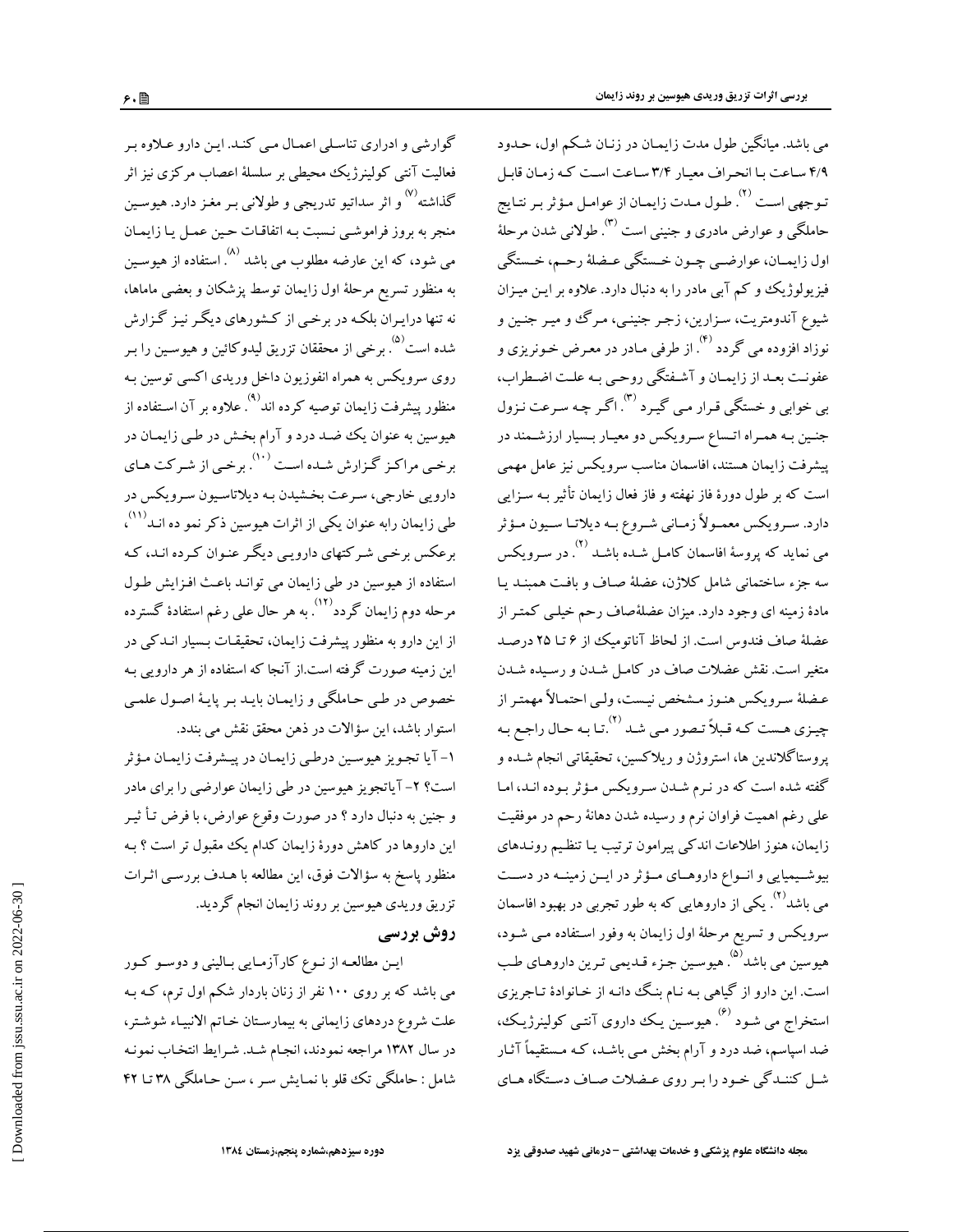می باشد. میانگین طول مدت زایمان در زنان شکم اول، حدود ۴/۹ ساعت با انحراف معیار ۳/۴ ساعت است که زمان قابل توجهی است [۲]. طول مدت زایمان از عوامل مؤثر بر نتایج حاملگی و عوارض مادری و جنینی است [۳]. طولانی شدن مرحلهٔ اول زایمان، عوارضی چون خستگی عضلهٔ رحم، خستگی فیزیولوژیک و کم آبی مادر را به دنبال دارد. علاوه بر این میزان شیوع آندومتریت، سزارین، زجر جنینی، مرگ و میر جنین و نوزاد افزوده می گردد [۴]. از طرفی مادر در معرض خونریزی و عفونت بعد از زایمان و آشفتگی روحی به علت اضطراب، بی خوابی و خستگی قرار می گیرد [۳]. اگر چه سرعت نزول جنین به همراه اتساع سرویکس دو معیار بسیار ارزشمند در پیشرفت زایمان هستند، افاسمان مناسب سرویکس نیز عامل مهمی است که بر طول دورهٔ فاز نهفته و فاز فعال زایمان تأثیر به سزایی دارد. سرویکس معمولاً زمانی شروع به دیلاتاسیون مؤثر می نماید که پروسهٔ افاسمان کامل شده باشد [۲]. در سرویکس سه جزء ساختمانی شامل کلاژن، عضلهٔ صاف و بافت همبند یا مادهٔ زمینه ای وجود دارد. میزان عضلهٔ‌صاف رحم خیلی کمتر از عضلهٔ صاف فندوس است. از لحاظ آناتومیک از ۶ تا ۲۵ درصد متغیر است. نقش عضلات صاف در کامل شدن و رسیده شدن عضلهٔ سرویکس هنوز مشخص نیست، ولی احتمالاً مهمتر از چیزی هست که قبلاً تصور می شد [۲]. تا به حال راجع به پروستاگلاندین ها، استروژن و ریلاکسین، تحقیقاتی انجام شده و گفته شده است که در نرم شدن سرویکس مؤثر بوده اند، اما علی رغم اهمیت فراوان نرم و رسیده شدن دهانهٔ رحم در موفقیت زایمان، هنوز اطلاعات اندکی پیرامون ترتیب یا تنظیم روندهای بیوشیمیایی و انواع داروهای مؤثر در این زمینه در دست می باشد [۲]. یکی از داروهایی که به طور تجربی در بهبود افاسمان سرویکس و تسریع مرحلهٔ اول زایمان به وفور استفاده می شود، هیوسین می باشد [۵]. هیوسین جزء قدیمی ترین داروهای طب است. این دارو از گیاهی به نام بنگ دانه از خانوادهٔ تاجریزی استخراج می شود [۶]. هیوسین یک داروی آنتی کولینرژیک، ضد اسپاسم، ضد درد و آرام بخش می باشد، که مستقیماً آثار شل کنندگی خود را بر روی عضلات صاف دستگاه های گوارشی و ادراری تناسلی اعمال می کند. این دارو علاوه بر فعالیت آنتی کولینرژیک محیطی بر سلسلهٔ اعصاب مرکزی نیز اثر گذاشته [۷] و اثر سداتیو تدریجی و طولانی بر مغز دارد. هیوسین منجر به بروز فراموشی نسبت به اتفاقات حین عمل یا زایمان می شود، که این عارضه مطلوب می باشد [۸]. استفاده از هیوسین به منظور تسریع مرحلهٔ اول زایمان توسط پزشکان و بعضی ماماها، نه تنها درایران بلکه در برخی از کشورهای دیگر نیز گزارش شده است [۵]. برخی از محققان تزریق لیدوکائین و هیوسین را بر روی سرویکس به همراه انفوزیون داخل وریدی اکسی توسین به منظور پیشرفت زایمان توصیه کرده اند [۹]. علاوه بر آن استفاده از هیوسین به عنوان یک ضد درد و آرام بخش در طی زایمان در برخی مراکز گزارش شده است [۱۰]. برخی از شرکت های دارویی خارجی، سرعت بخشیدن به دیلاتاسیون سرویکس در طی زایمان رابه عنوان یکی از اثرات هیوسین ذکر نمو ده اند [۱۱]، برعکس برخی شرکتهای دارویی دیگر عنوان کرده اند، که استفاده از هیوسین در طی زایمان می تواند باعث افزایش طول مرحله دوم زایمان گردد [۱۲]. به هر حال علی رغم استفادهٔ گسترده از این دارو به منظور پیشرفت زایمان، تحقیقات بسیار اندکی در این زمینه صورت گرفته است.از آنجا که استفاده از هر دارویی به خصوص در طی حاملگی و زایمان باید بر پایهٔ اصول علمی استوار باشد، این سؤالات در ذهن محقق نقش می بندد.

۱- آیا تجویز هیوسین درطی زایمان در پیشرفت زایمان مؤثر است؟ ۲- آیاتجویز هیوسین در طی زایمان عوارضی را برای مادر و جنین به دنبال دارد ؟ در صورت وقوع عوارض، با فرض تأثیر این داروها در کاهش دورهٔ زایمان کدام یک مقبول تر است ؟ به منظور پاسخ به سؤالات فوق، این مطالعه با هدف بررسی اثرات تزریق وریدی هیوسین بر روند زایمان انجام گردید.

## روش بررسی

این مطالعه از نوع کارآزمایی بالینی و دوسو کور می باشد که بر روی ۱۰۰ نفر از زنان باردار شکم اول ترم، که به علت شروع دردهای زایمانی به بیمارستان خاتم الانبیاء شوشتر، در سال ۱۳۸۲ مراجعه نمودند، انجام شد. شرایط انتخاب نمونه شامل : حاملگی تک قلو با نمایش سر ، سن حاملگی ۳۸ تا ۴۲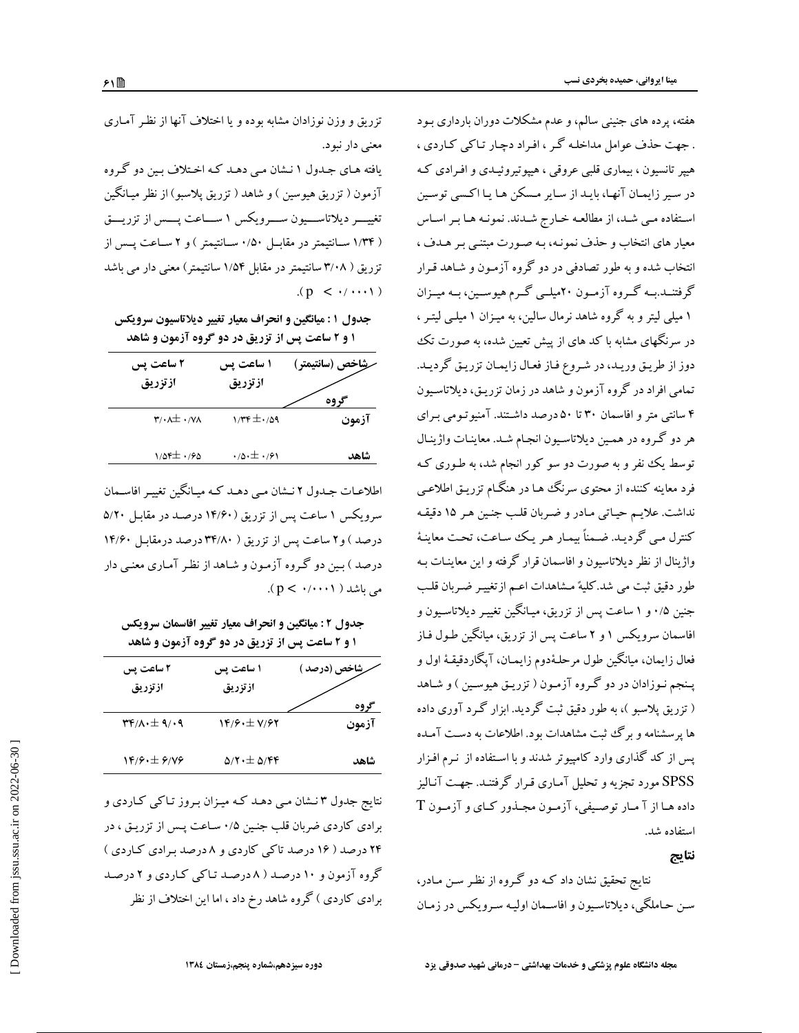هفته، پرده های جنینی سالم، و عدم مشکلات دوران بارداری بود . جهت حذف عوامل مداخله گر ، افراد دچار تاکی کاردی ، هیپر تانسیون ، بیماری قلبی عروقی ، هیپوتیروئیدی و افرادی که در سیر زایمان آنها، باید از سایر مسکن ها یا اکسی توسین استفاده می شد، از مطالعه خارج شدند. نمونه ها بر اساس معیار های انتخاب و حذف نمونه، به صورت مبتنی بر هدف ، انتخاب شده و به طور تصادفی در دو گروه آزمون و شاهد قرار گرفتند.به گروه آزمون ۲۰میلی گرم هیوسین، به میزان ۱ میلی لیتر و به گروه شاهد نرمال سالین، به میزان ۱ میلی لیتر ، در سرنگهای مشابه با کد های از پیش تعیین شده، به صورت تک دوز از طریق ورید، در شروع فاز فعال زایمان تزریق گردید. تمامی افراد در گروه آزمون و شاهد در زمان تزریق، دیلاتاسیون ۴ سانتی متر و افاسمان ۳۰ تا ۵۰ درصد داشتند. آمنیوتومی برای هر دو گروه در همین دیلاتاسیون انجام شد. معاینات واژینال توسط یک نفر و به صورت دو سو کور انجام شد، به طوری که فرد معاینه کننده از محتوی سرنگ ها در هنگام تزریق اطلاعی نداشت. علایم حیاتی مادر و ضربان قلب جنین هر ۱۵ دقیقه کنترل می گردید. ضمناً بیمار هر یک ساعت، تحت معاینهٔ واژینال از نظر دیلاتاسیون و افاسمان قرار گرفته و این معاینات به طور دقیق ثبت می شد.کلیهٔ مشاهدات اعم ازتغییر ضربان قلب جنین ۰/۵ و ۱ ساعت پس از تزریق، میانگین تغییر دیلاتاسیون و افاسمان سرویکس ۱ و ۲ ساعت پس از تزریق، میانگین طول فاز فعال زایمان، میانگین طول مرحلهٔدوم زایمان، آپگاردقیقهٔ اول و پنجم نوزادان در دو گروه آزمون ( تزریق هیوسین ) و شاهد ( تزریق پلاسبو )، به طور دقیق ثبت گردید. ابزار گرد آوری داده ها پرسشنامه و برگ ثبت مشاهدات بود. اطلاعات به دست آمده پس از کد گذاری وارد کامپیوتر شدند و با استفاده از نرم افزار SPSS مورد تجزیه و تحلیل آماری قرار گرفتند. جهت آنالیز داده ها از آ مار توصیفی، آزمون مجذور کای و آزمون T استفاده شد.

## نتایج

نتایج تحقیق نشان داد که دو گروه از نظر سن مادر، سن حاملگی، دیلاتاسیون و افاسمان اولیه سرویکس در زمان تزریق و وزن نوزادان مشابه بوده و یا اختلاف آنها از نظر آماری معنی دار نبود.

یافته های جدول ۱ نشان می دهد که اختلاف بین دو گروه آزمون ( تزریق هیوسین ) و شاهد ( تزریق پلاسبو) از نظر میانگین تغییر دیلاتاسیون سرویکس ۱ ساعت پس از تزریق ( ۱/۳۴ سانتیمتر در مقابل ۰/۵۰ سانتیمتر ) و ۲ ساعت پس از تزریق ( ۳/۰۸ سانتیمتر در مقابل ۱/۵۴ سانتیمتر) معنی دار می باشد ($p < 0/0001$).

**جدول ۱ : میانگین و انحراف معیار تغییر دیلاتاسیون سرویکس ۱ و ۲ ساعت پس از تزریق در دو گروه آزمون و شاهد**

| شاخص (سانتیمتر) / گروه | ۱ ساعت پس ازتزریق | ۲ ساعت پس ازتزریق |
|---|---|---|
| آزمون | ۱/۳۴±۰/۵۹ | ۳/۰۸±۰/۷۸ |
| شاهد | ۰/۵۰±۰/۶۱ | ۱/۵۴±۰/۶۵ |

اطلاعات جدول ۲ نشان می دهد که میانگین تغییر افاسمان سرویکس ۱ ساعت پس از تزریق (۱۴/۶۰ درصد در مقابل ۵/۲۰ درصد ) و۲ ساعت پس از تزریق ( ۳۴/۸۰ درصد درمقابل ۱۴/۶۰ درصد ) بین دو گروه آزمون و شاهد از نظر آماری معنی دار می باشد ( $p < 0/0001$ ).

**جدول ۲ : میانگین و انحراف معیار تغییر افاسمان سرویکس ۱ و ۲ ساعت پس از تزریق در دو گروه آزمون و شاهد**

| شاخص (درصد ) / گروه | ۱ ساعت پس ازتزریق | ۲ ساعت پس ازتزریق |
|---|---|---|
| آزمون | ۱۴/۶۰± ۷/۶۲ | ۳۴/۸۰± ۹/۰۹ |
| شاهد | ۵/۲۰± ۵/۴۴ | ۱۴/۶۰± ۶/۷۶ |

نتایج جدول ۳ نشان می دهد که میزان بروز تاکی کاردی و برادی کاردی ضربان قلب جنین ۰/۵ ساعت پس از تزریق ، در ۲۴ درصد ( ۱۶ درصد تاکی کاردی و ۸ درصد برادی کاردی ) گروه آزمون و ۱۰ درصد ( ۸ درصد تاکی کاردی و ۲ درصد برادی کاردی ) گروه شاهد رخ داد ، اما این اختلاف از نظر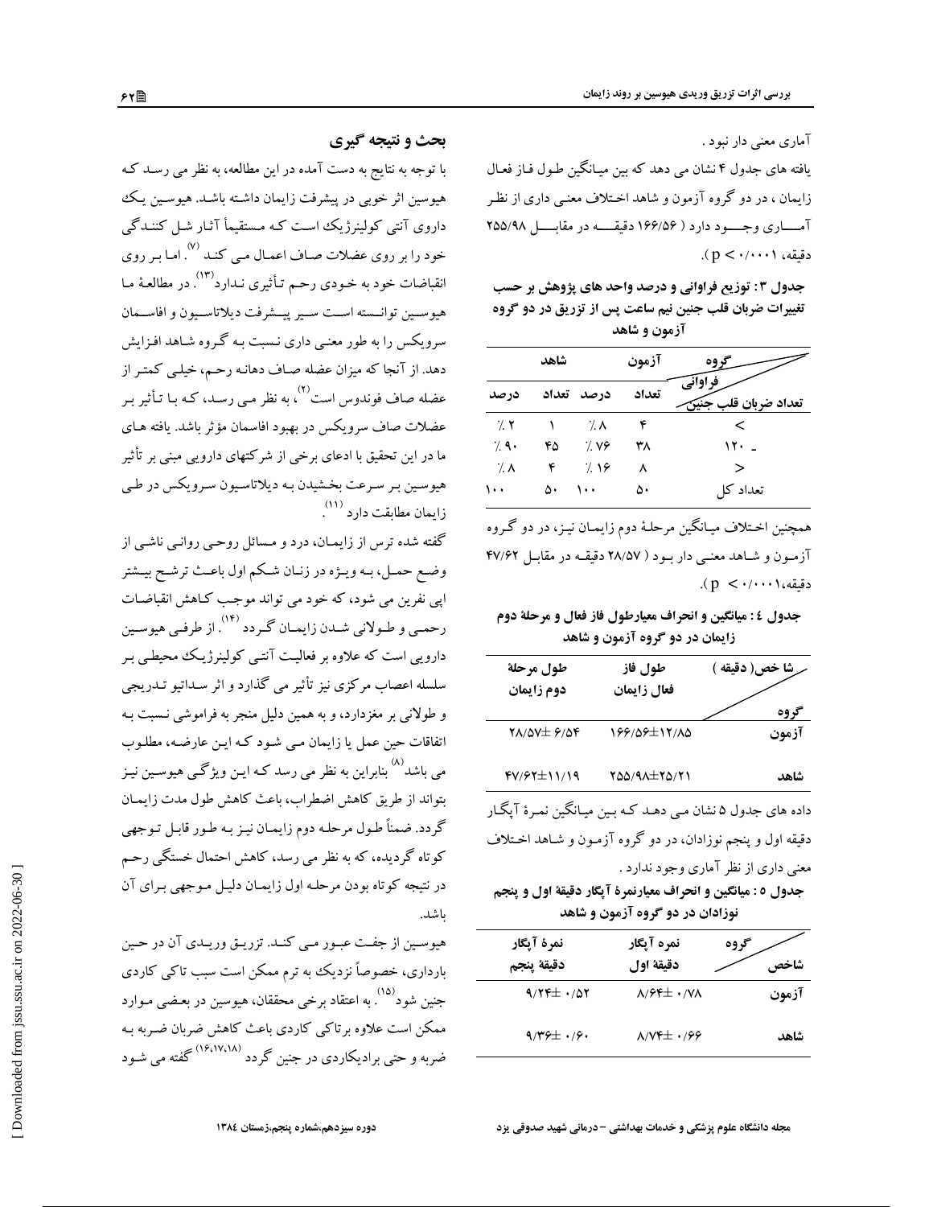آماری معنی دار نبود .

یافته های جدول ۴ نشان می دهد که بین میانگین طول فاز فعال زایمان ، در دو گروه آزمون و شاهد اختلاف معنی داری از نظر آماری وجود دارد ( ۱۶۶/۵۶ دقیقه در مقابل ۲۵۵/۹۸ دقیقه، $p < ۰/۰۰۰۱$).

**جدول ۳: توزیع فراوانی و درصد واحد های پژوهش بر حسب تغییرات ضربان قلب جنین نیم ساعت پس از تزریق در دو گروه آزمون و شاهد**

| گروه / فراوانی / تعداد ضربان قلب جنین | آزمون | | شاهد | |
|---|---|---|---|---|
| | تعداد | درصد | تعداد | درصد |
| > | ۴ | ٪۸ | ۱ | ٪۲ |
| ۱۲۰ ـ | ۳۸ | ٪۷۶ | ۴۵ | ٪۹۰ |
| < | ۸ | ٪۱۶ | ۴ | ٪۸ |
| تعداد کل | ۵۰ | ۱۰۰ | ۵۰ | ۱۰۰ |

همچنین اختلاف میانگین مرحلهٔ دوم زایمان نیز، در دو گروه آزمون و شاهد معنی دار بود ( ۲۸/۵۷ دقیقه در مقابل ۴۷/۶۲ دقیقه،$p < ۰/۰۰۰۱$).

**جدول ٤ : میانگین و انحراف معیارطول فاز فعال و مرحلهٔ دوم زایمان در دو گروه آزمون و شاهد**

| شا خص( دقیقه ) / گروه | طول فاز فعال زایمان | طول مرحلهٔ دوم زایمان |
|---|---|---|
| آزمون | ۱۶۶/۵۶±۱۲/۸۵ | ۲۸/۵۷± ۶/۵۴ |
| شاهد | ۲۵۵/۹۸±۲۵/۲۱ | ۴۷/۶۲±۱۱/۱۹ |

داده های جدول ۵ نشان می دهد که بین میانگین نمرهٔ آپگار دقیقه اول و پنجم نوزادان، در دو گروه آزمون و شاهد اختلاف معنی داری از نظر آماری وجود ندارد .

**جدول ۵ : میانگین و انحراف معیارنمرهٔ آپگار دقیقهٔ اول و پنجم نوزادان در دو گروه آزمون و شاهد**

| گروه / شاخص | نمره آپگار دقیقهٔ اول | نمرهٔ آپگار دقیقهٔ پنجم |
|---|---|---|
| آزمون | ۸/۶۴± ۰/۷۸ | ۹/۲۴± ۰/۵۲ |
| شاهد | ۸/۷۴± ۰/۶۶ | ۹/۳۶± ۰/۶۰ |

## بحث و نتیجه گیری

با توجه به نتایج به دست آمده در این مطالعه، به نظر می رسد که هیوسین اثر خوبی در پیشرفت زایمان داشته باشد. هیوسین یک داروی آنتی کولینرژیک است که مستقیماً آثار شل کنندگی خود را بر روی عضلات صاف اعمال می کند [۷]. اما بر روی انقباضات خود به خودی رحم تأثیری ندارد[۱۳]. در مطالعهٔ ما هیوسین توانسته است سیر پیشرفت دیلاتاسیون و افاسمان سرویکس را به طور معنی داری نسبت به گروه شاهد افزایش دهد. از آنجا که میزان عضله صاف دهانه رحم، خیلی کمتر از عضله صاف فوندوس است[۲]، به نظر می رسد، که با تأثیر بر عضلات صاف سرویکس در بهبود افاسمان مؤثر باشد. یافته های ما در این تحقیق با ادعای برخی از شرکتهای دارویی مبنی بر تأثیر هیوسین بر سرعت بخشیدن به دیلاتاسیون سرویکس در طی زایمان مطابقت دارد [۱۱].

گفته شده ترس از زایمان، درد و مسائل روحی روانی ناشی از وضع حمل، به ویژه در زنان شکم اول باعث ترشح بیشتر اپی نفرین می شود، که خود می تواند موجب کاهش انقباضات رحمی و طولانی شدن زایمان گردد [۱۴]. از طرفی هیوسین دارویی است که علاوه بر فعالیت آنتی کولینرژیک محیطی بر سلسله اعصاب مرکزی نیز تأثیر می گذارد و اثر سداتیو تدریجی و طولانی بر مغزدارد، و به همین دلیل منجر به فراموشی نسبت به اتفاقات حین عمل یا زایمان می شود که این عارضه، مطلوب می باشد[۸] بنابراین به نظر می رسد که این ویژگی هیوسین نیز بتواند از طریق کاهش اضطراب، باعث کاهش طول مدت زایمان گردد. ضمناً طول مرحله دوم زایمان نیز به طور قابل توجهی کوتاه گردیده، که به نظر می رسد، کاهش احتمال خستگی رحم در نتیجه کوتاه بودن مرحله اول زایمان دلیل موجهی برای آن باشد.

هیوسین از جفت عبور می کند. تزریق وریدی آن در حین بارداری، خصوصاً نزدیک به ترم ممکن است سبب تاکی کاردی جنین شود[۱۵]. به اعتقاد برخی محققان، هیوسین در بعضی موارد ممکن است علاوه برتاکی کاردی باعث کاهش ضربان ضربه به ضربه و حتی برادیکاردی در جنین گردد [۱۶،۱۷،۱۸] گفته می شود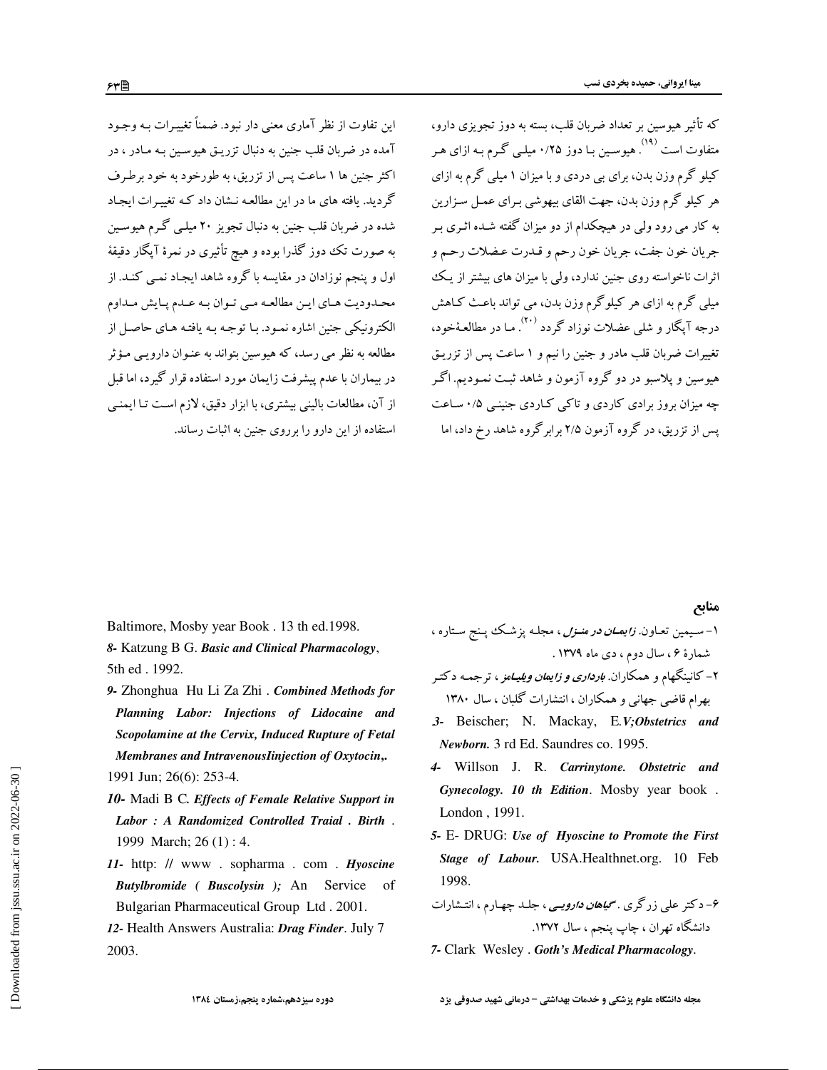که تأثیر هیوسین بر تعداد ضربان قلب، بسته به دوز تجویزی دارو، متفاوت است [19]. هیوسین با دوز ۰/۲۵ میلی گرم به ازای هر کیلو گرم وزن بدن، برای بی دردی و با میزان ۱ میلی گرم به ازای هر کیلو گرم وزن بدن، جهت القای بیهوشی برای عمل سزارین به کار می رود ولی در هیچکدام از دو میزان گفته شده اثری بر جریان خون جفت، جریان خون رحم و قدرت عضلات رحم و اثرات ناخواسته روی جنین ندارد، ولی با میزان های بیشتر از یک میلی گرم به ازای هر کیلوگرم وزن بدن، می تواند باعث کاهش درجه آپگار و شلی عضلات نوزاد گردد [20]. ما در مطالعهٔ‌خود، تغییرات ضربان قلب مادر و جنین را نیم و ۱ ساعت پس از تزریق هیوسین و پلاسبو در دو گروه آزمون و شاهد ثبت نمودیم. اگر چه میزان بروز برادی کاردی و تاکی کاردی جنینی ۰/۵ ساعت پس از تزریق، در گروه آزمون ۲/۵ برابر گروه شاهد رخ داد، اما این تفاوت از نظر آماری معنی دار نبود. ضمناً تغییرات به وجود آمده در ضربان قلب جنین به دنبال تزریق هیوسین به مادر ، در اکثر جنین ها ۱ ساعت پس از تزریق، به طورخود به خود برطرف گردید. یافته های ما در این مطالعه نشان داد که تغییرات ایجاد شده در ضربان قلب جنین به دنبال تجویز ۲۰ میلی گرم هیوسین به صورت تک دوز گذرا بوده و هیچ تأثیری در نمرهٔ آپگار دقیقهٔ اول و پنجم نوزادان در مقایسه با گروه شاهد ایجاد نمی کند. از محدودیت های این مطالعه می توان به عدم پایش مداوم الکترونیکی جنین اشاره نمود. با توجه به یافته های حاصل از مطالعه به نظر می رسد، که هیوسین بتواند به عنوان دارویی مؤثر در بیماران با عدم پیشرفت زایمان مورد استفاده قرار گیرد، اما قبل از آن، مطالعات بالینی بیشتری، با ابزار دقیق، لازم است تا ایمنی استفاده از این دارو را برروی جنین به اثبات رساند.

## منابع

۱- سیمین تعاون. *زایمان در منزل*، مجله پزشک پنج ستاره ، شمارهٔ ۶ ، سال دوم ، دی ماه ۱۳۷۹ .

۲- کانینگهام و همکاران. *بارداری و زایمان ویلیامز*، ترجمه دکتر بهرام قاضی جهانی و همکاران ، انتشارات گلبان ، سال ۱۳۸۰

3- Beischer; N. Mackay, E.*V;Obstetrics and Newborn.* 3 rd Ed. Saundres co. 1995.

4- Willson J. R. *Carrinytone. Obstetric and Gynecology. 10 th Edition*. Mosby year book . London , 1991.

5- E- DRUG: *Use of Hyoscine to Promote the First Stage of Labour.* USA.Healthnet.org. 10 Feb 1998.

۶- دکتر علی زرگری . *گیاهان دارویی*، جلد چهارم ، انتشارات دانشگاه تهران ، چاپ پنجم ، سال ۱۳۷۲.

7- Clark Wesley . *Goth's Medical Pharmacology*. Baltimore, Mosby year Book . 13 th ed.1998.

8- Katzung B G. *Basic and Clinical Pharmacology*, 5th ed . 1992.

9- Zhonghua Hu Li Za Zhi . *Combined Methods for Planning Labor: Injections of Lidocaine and Scopolamine at the Cervix, Induced Rupture of Fetal Membranes and IntravenousIinjection of Oxytocin,*. 1991 Jun; 26(6): 253-4.

10- Madi B C. *Effects of Female Relative Support in Labor : A Randomized Controlled Traial . Birth* . 1999 March; 26 (1) : 4.

11- http: // www . sopharma . com . *Hyoscine Butylbromide ( Buscolysin );* An Service of Bulgarian Pharmaceutical Group Ltd . 2001.

12- Health Answers Australia: *Drag Finder*. July 7 2003.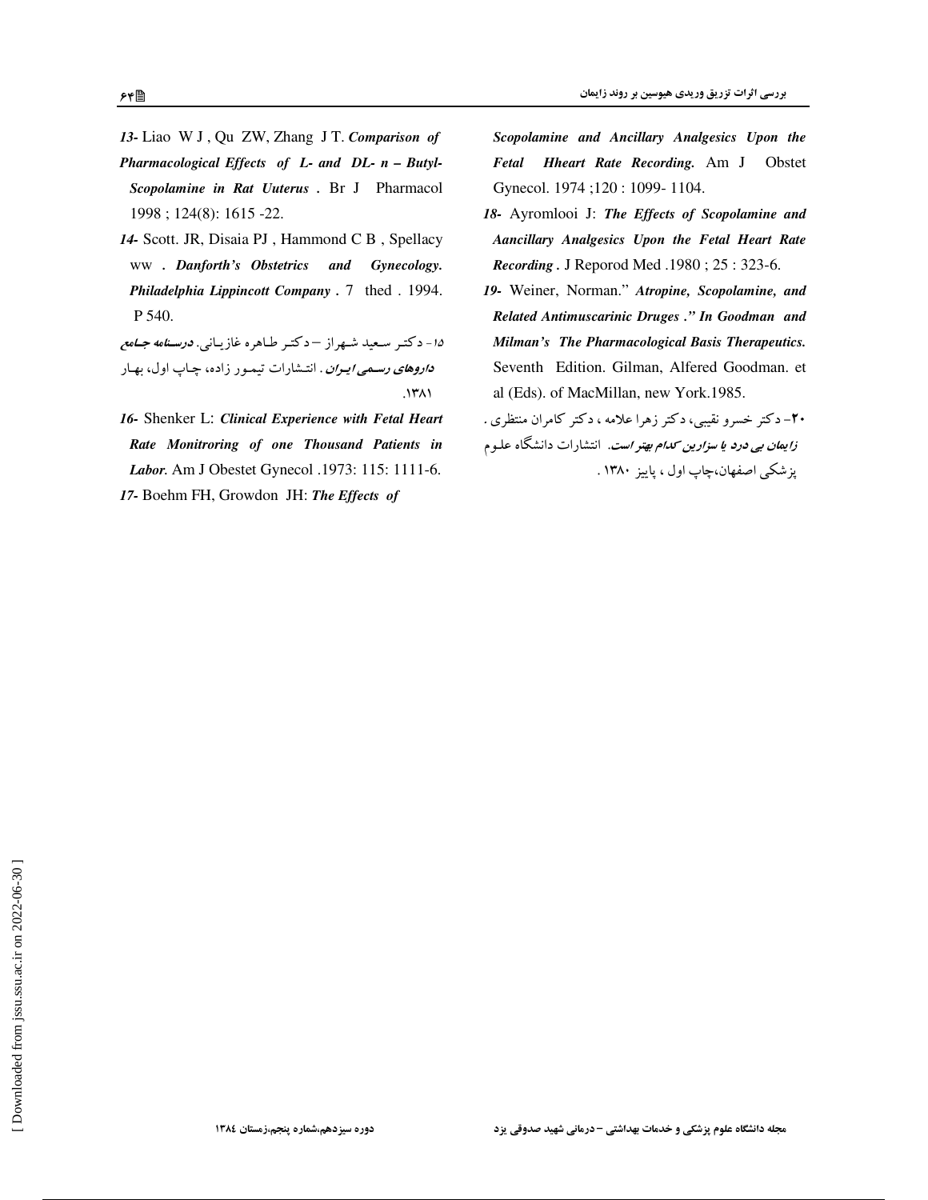13- Liao W J , Qu ZW, Zhang J T. ***Comparison of Pharmacological Effects of L- and DL- n – Butyl-Scopolamine in Rat Uuterus .*** Br J Pharmacol 1998 ; 124(8): 1615 -22.

14- Scott. JR, Disaia PJ , Hammond C B , Spellacy ww . ***Danforth's Obstetrics and Gynecology. Philadelphia Lippincott Company .*** 7 thed . 1994. P 540.

۱۵- دکتر سعید شهراز – دکتر طاهره غازیانی. ***درسنامه جامع داروهای رسمی ایران*** . انتشارات تیمور زاده، چاپ اول، بهار ۱۳۸۱.

16- Shenker L: ***Clinical Experience with Fetal Heart Rate Monitroring of one Thousand Patients in Labor.*** Am J Obestet Gynecol .1973: 115: 1111-6.

17- Boehm FH, Growdon JH: ***The Effects of Scopolamine and Ancillary Analgesics Upon the Fetal Hheart Rate Recording.*** Am J Obstet Gynecol. 1974 ;120 : 1099- 1104.

18- Ayromlooi J: ***The Effects of Scopolamine and Aancillary Analgesics Upon the Fetal Heart Rate Recording .*** J Reporod Med .1980 ; 25 : 323-6.

19- Weiner, Norman." ***Atropine, Scopolamine, and Related Antimuscarinic Druges ." In Goodman and Milman's The Pharmacological Basis Therapeutics.*** Seventh Edition. Gilman, Alfered Goodman. et al (Eds). of MacMillan, new York.1985.

۲۰- دکتر خسرو نقیبی، دکتر زهرا علامه ، دکتر کامران منتظری . ***زایمان بی درد یا سزارین کدام بهتر است.*** انتشارات دانشگاه علوم پزشکی اصفهان،چاپ اول ، پاییز ۱۳۸۰ .